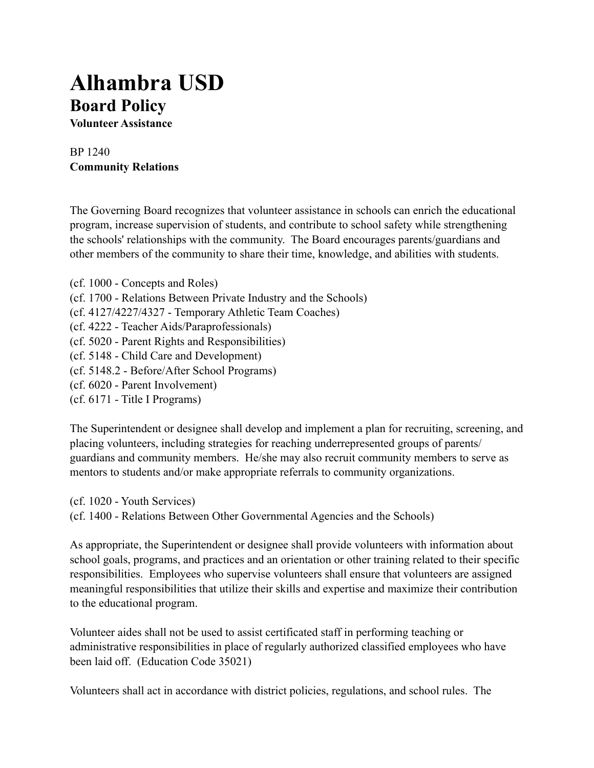# Alhambra USD

## Board Policy

**Volunteer Assistance**

BP 1240
**Community Relations**

The Governing Board recognizes that volunteer assistance in schools can enrich the educational program, increase supervision of students, and contribute to school safety while strengthening the schools' relationships with the community. The Board encourages parents/guardians and other members of the community to share their time, knowledge, and abilities with students.

(cf. 1000 - Concepts and Roles)
(cf. 1700 - Relations Between Private Industry and the Schools)
(cf. 4127/4227/4327 - Temporary Athletic Team Coaches)
(cf. 4222 - Teacher Aids/Paraprofessionals)
(cf. 5020 - Parent Rights and Responsibilities)
(cf. 5148 - Child Care and Development)
(cf. 5148.2 - Before/After School Programs)
(cf. 6020 - Parent Involvement)
(cf. 6171 - Title I Programs)

The Superintendent or designee shall develop and implement a plan for recruiting, screening, and placing volunteers, including strategies for reaching underrepresented groups of parents/guardians and community members. He/she may also recruit community members to serve as mentors to students and/or make appropriate referrals to community organizations.

(cf. 1020 - Youth Services)
(cf. 1400 - Relations Between Other Governmental Agencies and the Schools)

As appropriate, the Superintendent or designee shall provide volunteers with information about school goals, programs, and practices and an orientation or other training related to their specific responsibilities. Employees who supervise volunteers shall ensure that volunteers are assigned meaningful responsibilities that utilize their skills and expertise and maximize their contribution to the educational program.

Volunteer aides shall not be used to assist certificated staff in performing teaching or administrative responsibilities in place of regularly authorized classified employees who have been laid off. (Education Code 35021)

Volunteers shall act in accordance with district policies, regulations, and school rules. The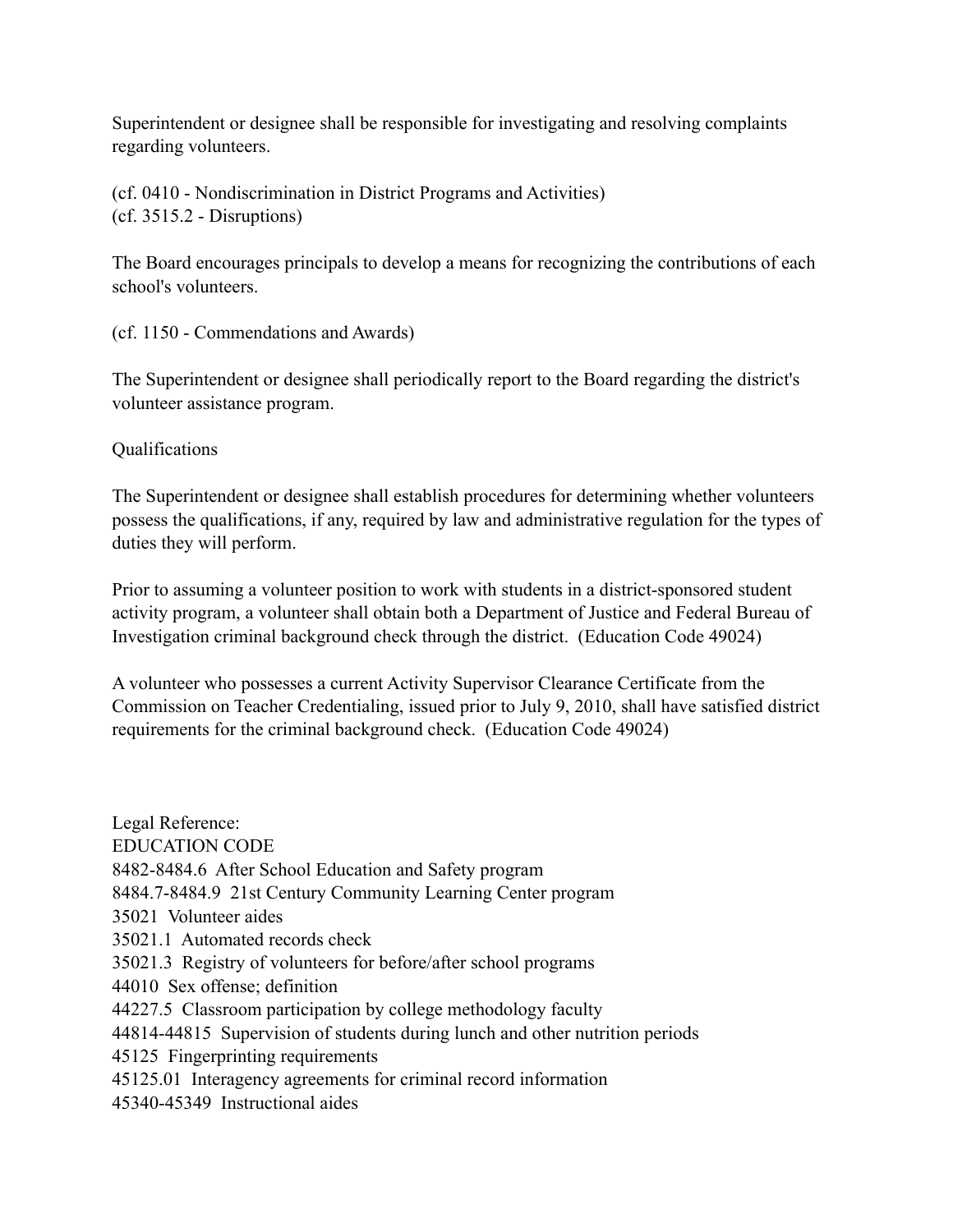Superintendent or designee shall be responsible for investigating and resolving complaints regarding volunteers.

(cf. 0410 - Nondiscrimination in District Programs and Activities)
(cf. 3515.2 - Disruptions)

The Board encourages principals to develop a means for recognizing the contributions of each school's volunteers.

(cf. 1150 - Commendations and Awards)

The Superintendent or designee shall periodically report to the Board regarding the district's volunteer assistance program.

Qualifications

The Superintendent or designee shall establish procedures for determining whether volunteers possess the qualifications, if any, required by law and administrative regulation for the types of duties they will perform.

Prior to assuming a volunteer position to work with students in a district-sponsored student activity program, a volunteer shall obtain both a Department of Justice and Federal Bureau of Investigation criminal background check through the district. (Education Code 49024)

A volunteer who possesses a current Activity Supervisor Clearance Certificate from the Commission on Teacher Credentialing, issued prior to July 9, 2010, shall have satisfied district requirements for the criminal background check. (Education Code 49024)

Legal Reference:
EDUCATION CODE
8482-8484.6 After School Education and Safety program
8484.7-8484.9 21st Century Community Learning Center program
35021 Volunteer aides
35021.1 Automated records check
35021.3 Registry of volunteers for before/after school programs
44010 Sex offense; definition
44227.5 Classroom participation by college methodology faculty
44814-44815 Supervision of students during lunch and other nutrition periods
45125 Fingerprinting requirements
45125.01 Interagency agreements for criminal record information
45340-45349 Instructional aides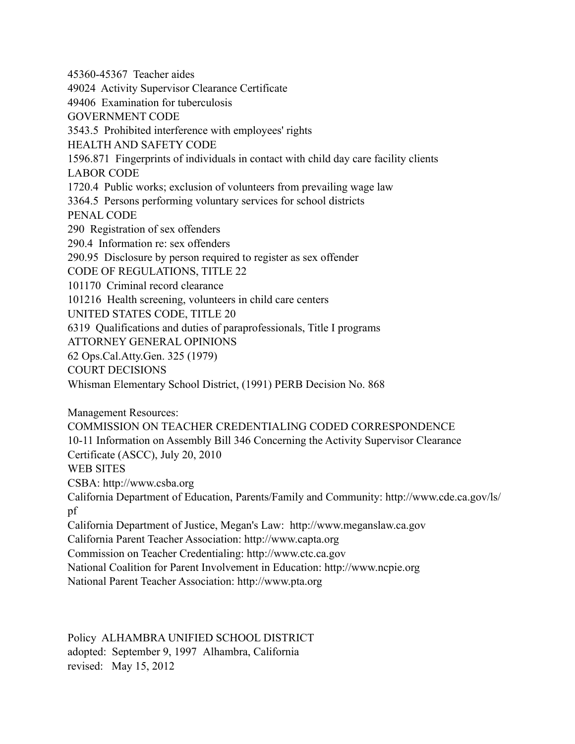45360-45367 Teacher aides

49024 Activity Supervisor Clearance Certificate

49406 Examination for tuberculosis

GOVERNMENT CODE

3543.5 Prohibited interference with employees' rights

HEALTH AND SAFETY CODE

1596.871 Fingerprints of individuals in contact with child day care facility clients

LABOR CODE

1720.4 Public works; exclusion of volunteers from prevailing wage law

3364.5 Persons performing voluntary services for school districts

PENAL CODE

290 Registration of sex offenders

290.4 Information re: sex offenders

290.95 Disclosure by person required to register as sex offender

CODE OF REGULATIONS, TITLE 22

101170 Criminal record clearance

101216 Health screening, volunteers in child care centers

UNITED STATES CODE, TITLE 20

6319 Qualifications and duties of paraprofessionals, Title I programs

ATTORNEY GENERAL OPINIONS

62 Ops.Cal.Atty.Gen. 325 (1979)

COURT DECISIONS

Whisman Elementary School District, (1991) PERB Decision No. 868

Management Resources:

COMMISSION ON TEACHER CREDENTIALING CODED CORRESPONDENCE

10-11 Information on Assembly Bill 346 Concerning the Activity Supervisor Clearance Certificate (ASCC), July 20, 2010

WEB SITES

CSBA: http://www.csba.org

California Department of Education, Parents/Family and Community: http://www.cde.ca.gov/ls/pf

California Department of Justice, Megan's Law: http://www.meganslaw.ca.gov

California Parent Teacher Association: http://www.capta.org

Commission on Teacher Credentialing: http://www.ctc.ca.gov

National Coalition for Parent Involvement in Education: http://www.ncpie.org

National Parent Teacher Association: http://www.pta.org

Policy ALHAMBRA UNIFIED SCHOOL DISTRICT

adopted: September 9, 1997 Alhambra, California

revised: May 15, 2012